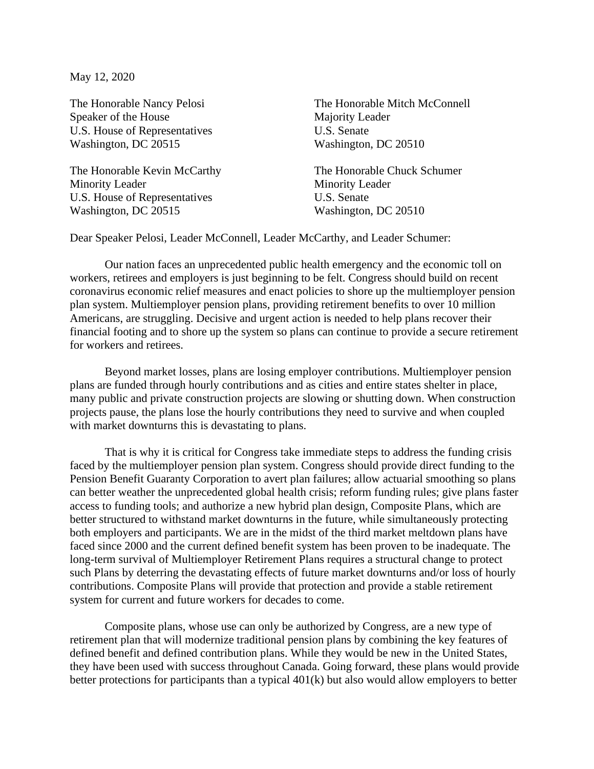May 12, 2020

The Honorable Nancy Pelosi
Speaker of the House
U.S. House of Representatives
Washington, DC 20515

The Honorable Mitch McConnell
Majority Leader
U.S. Senate
Washington, DC 20510

The Honorable Kevin McCarthy
Minority Leader
U.S. House of Representatives
Washington, DC 20515

The Honorable Chuck Schumer
Minority Leader
U.S. Senate
Washington, DC 20510

Dear Speaker Pelosi, Leader McConnell, Leader McCarthy, and Leader Schumer:

Our nation faces an unprecedented public health emergency and the economic toll on workers, retirees and employers is just beginning to be felt. Congress should build on recent coronavirus economic relief measures and enact policies to shore up the multiemployer pension plan system. Multiemployer pension plans, providing retirement benefits to over 10 million Americans, are struggling. Decisive and urgent action is needed to help plans recover their financial footing and to shore up the system so plans can continue to provide a secure retirement for workers and retirees.

Beyond market losses, plans are losing employer contributions. Multiemployer pension plans are funded through hourly contributions and as cities and entire states shelter in place, many public and private construction projects are slowing or shutting down. When construction projects pause, the plans lose the hourly contributions they need to survive and when coupled with market downturns this is devastating to plans.

That is why it is critical for Congress take immediate steps to address the funding crisis faced by the multiemployer pension plan system. Congress should provide direct funding to the Pension Benefit Guaranty Corporation to avert plan failures; allow actuarial smoothing so plans can better weather the unprecedented global health crisis; reform funding rules; give plans faster access to funding tools; and authorize a new hybrid plan design, Composite Plans, which are better structured to withstand market downturns in the future, while simultaneously protecting both employers and participants. We are in the midst of the third market meltdown plans have faced since 2000 and the current defined benefit system has been proven to be inadequate. The long-term survival of Multiemployer Retirement Plans requires a structural change to protect such Plans by deterring the devastating effects of future market downturns and/or loss of hourly contributions. Composite Plans will provide that protection and provide a stable retirement system for current and future workers for decades to come.

Composite plans, whose use can only be authorized by Congress, are a new type of retirement plan that will modernize traditional pension plans by combining the key features of defined benefit and defined contribution plans. While they would be new in the United States, they have been used with success throughout Canada. Going forward, these plans would provide better protections for participants than a typical 401(k) but also would allow employers to better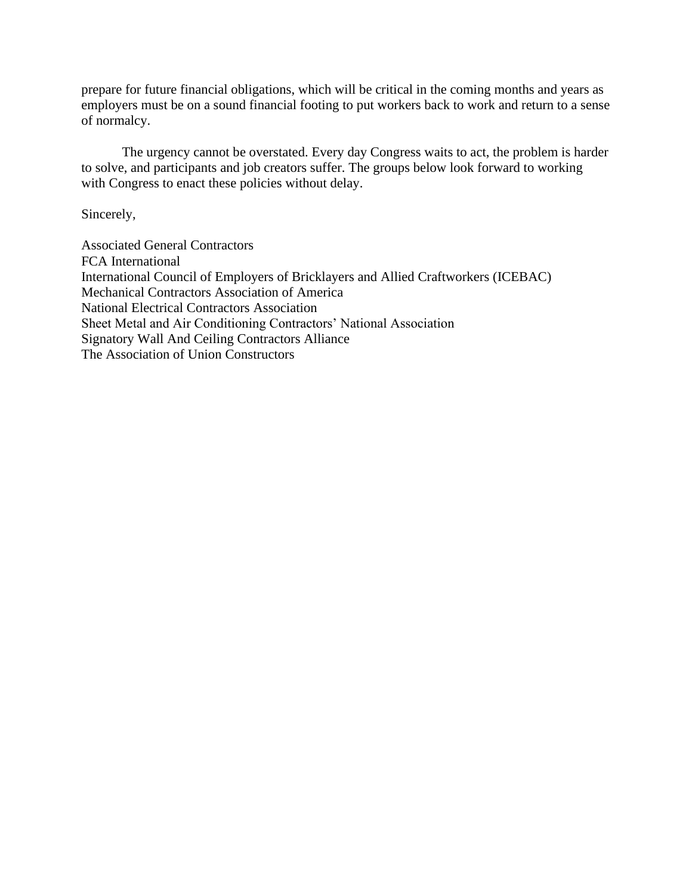prepare for future financial obligations, which will be critical in the coming months and years as employers must be on a sound financial footing to put workers back to work and return to a sense of normalcy.

The urgency cannot be overstated. Every day Congress waits to act, the problem is harder to solve, and participants and job creators suffer. The groups below look forward to working with Congress to enact these policies without delay.

Sincerely,

Associated General Contractors
FCA International
International Council of Employers of Bricklayers and Allied Craftworkers (ICEBAC)
Mechanical Contractors Association of America
National Electrical Contractors Association
Sheet Metal and Air Conditioning Contractors' National Association
Signatory Wall And Ceiling Contractors Alliance
The Association of Union Constructors